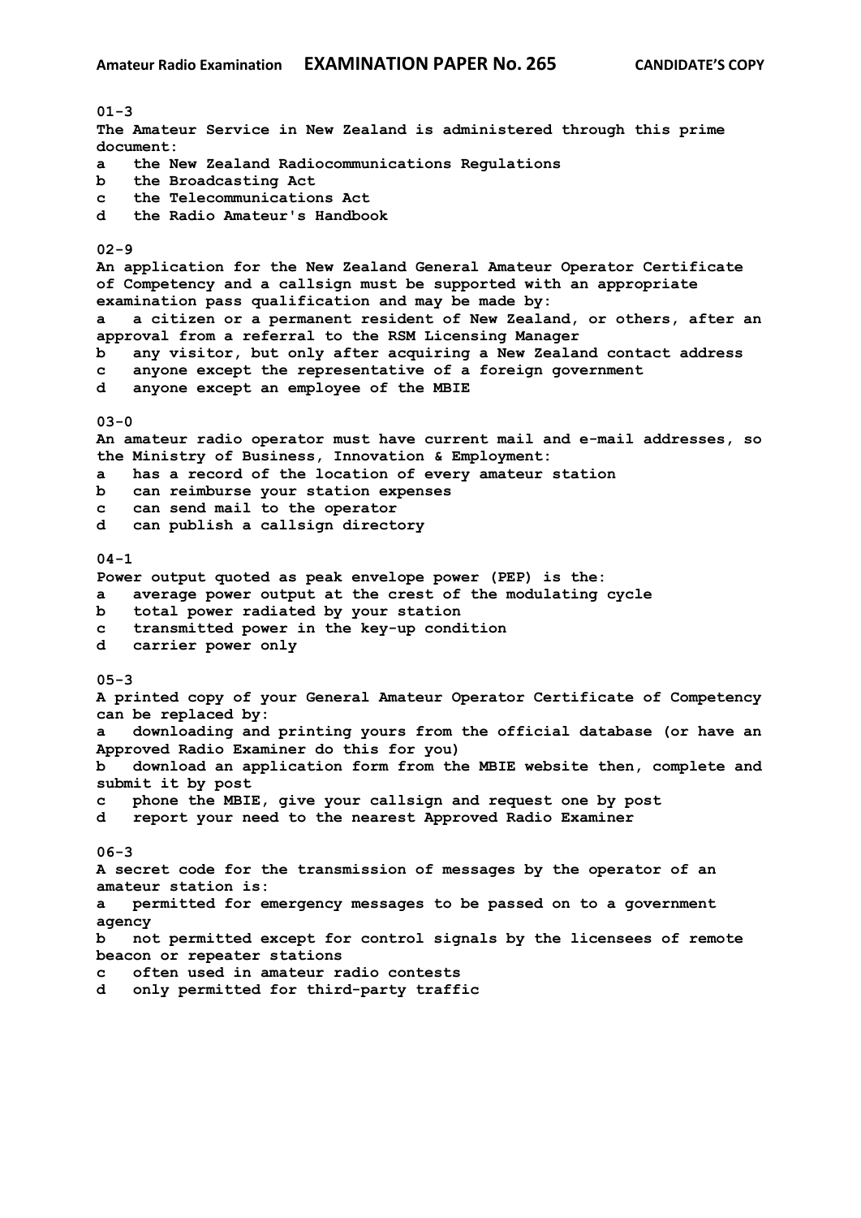**Amateur Radio Examination** **EXAMINATION PAPER No. 265** **CANDIDATE'S COPY**

**01-3**
**The Amateur Service in New Zealand is administered through this prime document:**
**a the New Zealand Radiocommunications Regulations**
**b the Broadcasting Act**
**c the Telecommunications Act**
**d the Radio Amateur's Handbook**

**02-9**
**An application for the New Zealand General Amateur Operator Certificate of Competency and a callsign must be supported with an appropriate examination pass qualification and may be made by:**
**a a citizen or a permanent resident of New Zealand, or others, after an approval from a referral to the RSM Licensing Manager**
**b any visitor, but only after acquiring a New Zealand contact address**
**c anyone except the representative of a foreign government**
**d anyone except an employee of the MBIE**

**03-0**
**An amateur radio operator must have current mail and e-mail addresses, so the Ministry of Business, Innovation & Employment:**
**a has a record of the location of every amateur station**
**b can reimburse your station expenses**
**c can send mail to the operator**
**d can publish a callsign directory**

**04-1**
**Power output quoted as peak envelope power (PEP) is the:**
**a average power output at the crest of the modulating cycle**
**b total power radiated by your station**
**c transmitted power in the key-up condition**
**d carrier power only**

**05-3**
**A printed copy of your General Amateur Operator Certificate of Competency can be replaced by:**
**a downloading and printing yours from the official database (or have an Approved Radio Examiner do this for you)**
**b download an application form from the MBIE website then, complete and submit it by post**
**c phone the MBIE, give your callsign and request one by post**
**d report your need to the nearest Approved Radio Examiner**

**06-3**
**A secret code for the transmission of messages by the operator of an amateur station is:**
**a permitted for emergency messages to be passed on to a government agency**
**b not permitted except for control signals by the licensees of remote beacon or repeater stations**
**c often used in amateur radio contests**
**d only permitted for third-party traffic**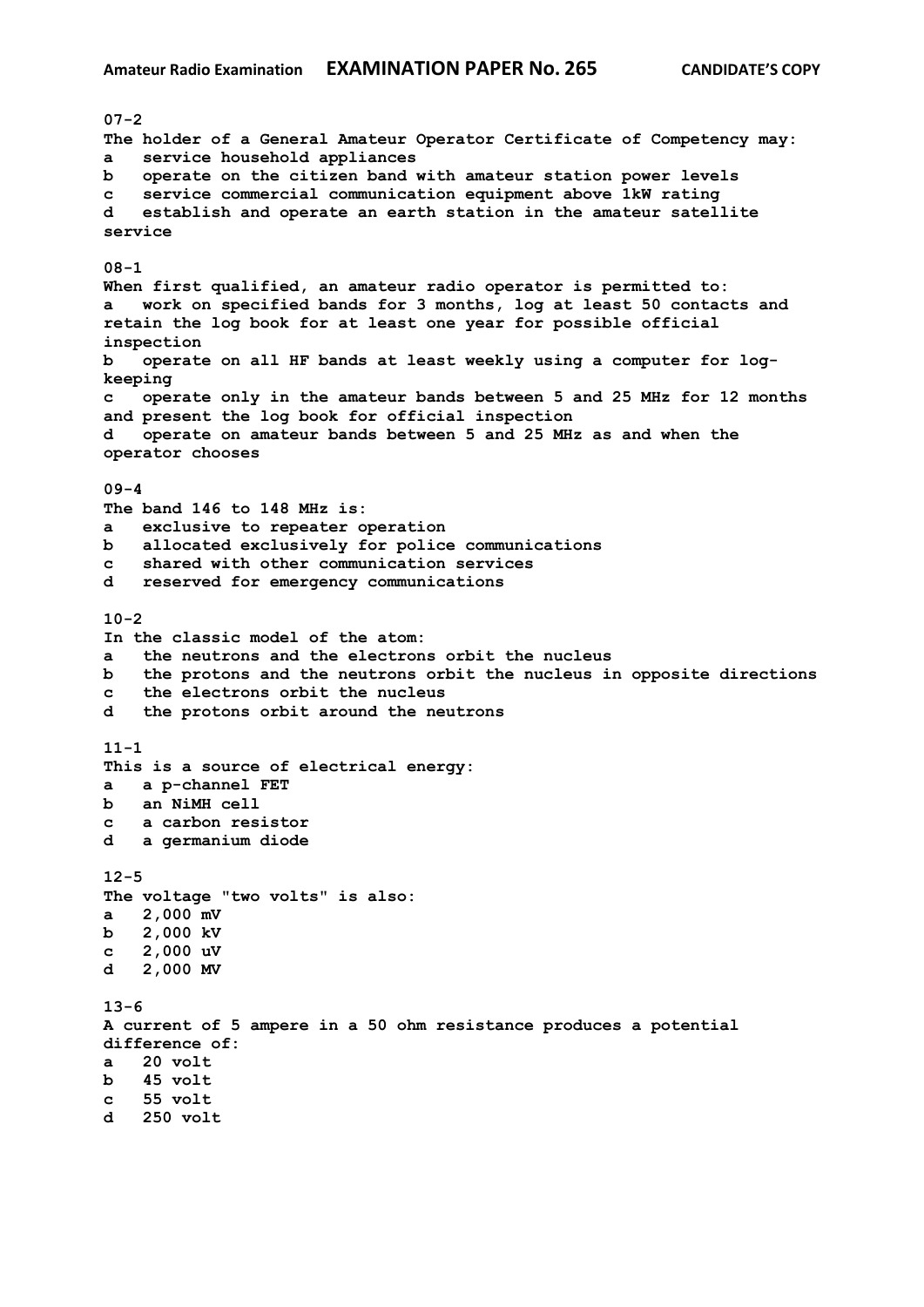07-2
The holder of a General Amateur Operator Certificate of Competency may:
a   service household appliances
b   operate on the citizen band with amateur station power levels
c   service commercial communication equipment above 1kW rating
d   establish and operate an earth station in the amateur satellite service

08-1
When first qualified, an amateur radio operator is permitted to:
a   work on specified bands for 3 months, log at least 50 contacts and retain the log book for at least one year for possible official inspection
b   operate on all HF bands at least weekly using a computer for log-keeping
c   operate only in the amateur bands between 5 and 25 MHz for 12 months and present the log book for official inspection
d   operate on amateur bands between 5 and 25 MHz as and when the operator chooses

09-4
The band 146 to 148 MHz is:
a   exclusive to repeater operation
b   allocated exclusively for police communications
c   shared with other communication services
d   reserved for emergency communications

10-2
In the classic model of the atom:
a   the neutrons and the electrons orbit the nucleus
b   the protons and the neutrons orbit the nucleus in opposite directions
c   the electrons orbit the nucleus
d   the protons orbit around the neutrons

11-1
This is a source of electrical energy:
a   a p-channel FET
b   an NiMH cell
c   a carbon resistor
d   a germanium diode

12-5
The voltage "two volts" is also:
a   2,000 mV
b   2,000 kV
c   2,000 uV
d   2,000 MV

13-6
A current of 5 ampere in a 50 ohm resistance produces a potential difference of:
a   20 volt
b   45 volt
c   55 volt
d   250 volt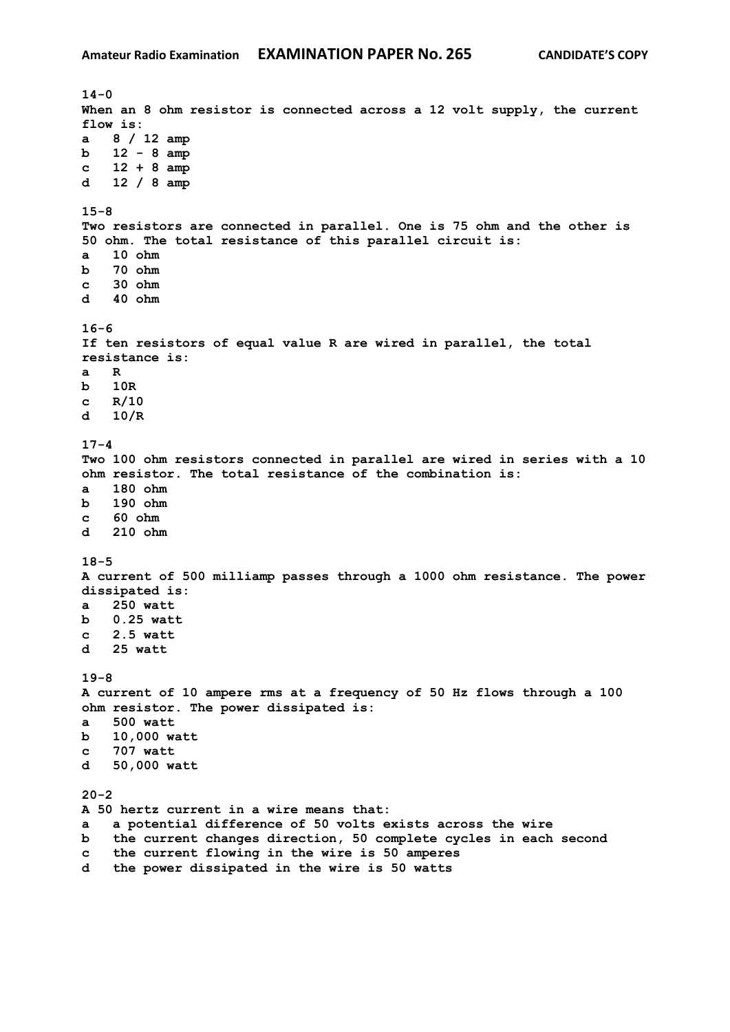**14-0**
**When an 8 ohm resistor is connected across a 12 volt supply, the current flow is:**
**a   8 / 12 amp**
**b   12 - 8 amp**
**c   12 + 8 amp**
**d   12 / 8 amp**

**15-8**
**Two resistors are connected in parallel. One is 75 ohm and the other is 50 ohm. The total resistance of this parallel circuit is:**
**a   10 ohm**
**b   70 ohm**
**c   30 ohm**
**d   40 ohm**

**16-6**
**If ten resistors of equal value R are wired in parallel, the total resistance is:**
**a   R**
**b   10R**
**c   R/10**
**d   10/R**

**17-4**
**Two 100 ohm resistors connected in parallel are wired in series with a 10 ohm resistor. The total resistance of the combination is:**
**a   180 ohm**
**b   190 ohm**
**c   60 ohm**
**d   210 ohm**

**18-5**
**A current of 500 milliamp passes through a 1000 ohm resistance. The power dissipated is:**
**a   250 watt**
**b   0.25 watt**
**c   2.5 watt**
**d   25 watt**

**19-8**
**A current of 10 ampere rms at a frequency of 50 Hz flows through a 100 ohm resistor. The power dissipated is:**
**a   500 watt**
**b   10,000 watt**
**c   707 watt**
**d   50,000 watt**

**20-2**
**A 50 hertz current in a wire means that:**
**a   a potential difference of 50 volts exists across the wire**
**b   the current changes direction, 50 complete cycles in each second**
**c   the current flowing in the wire is 50 amperes**
**d   the power dissipated in the wire is 50 watts**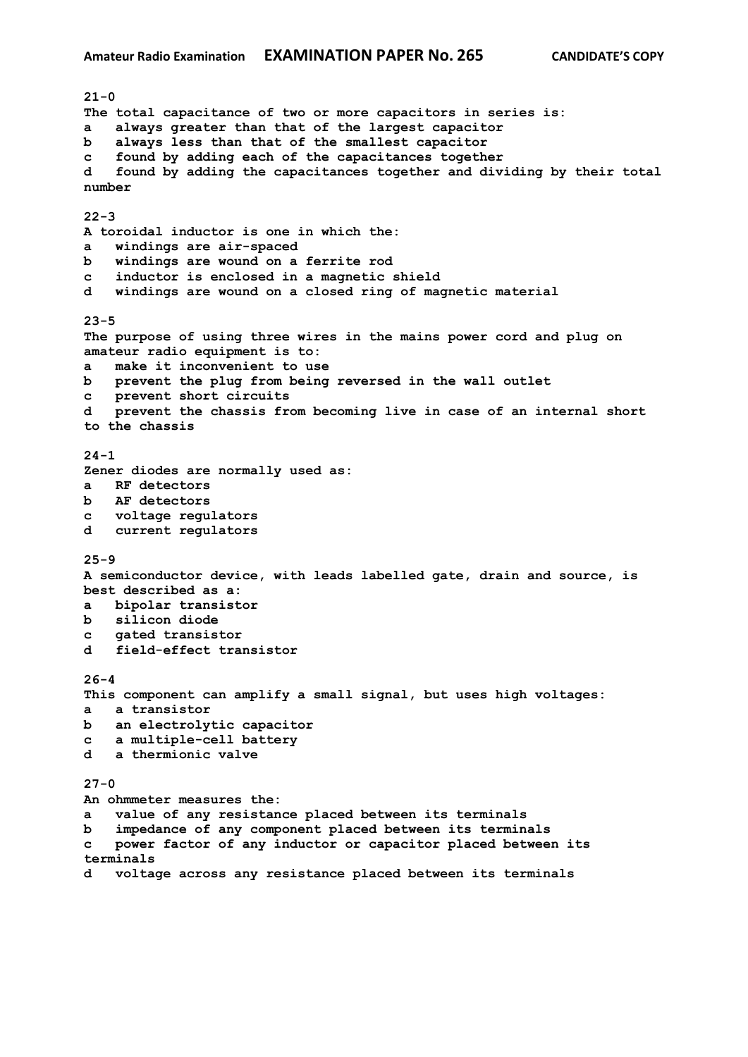**21-0**
**The total capacitance of two or more capacitors in series is:**
**a   always greater than that of the largest capacitor**
**b   always less than that of the smallest capacitor**
**c   found by adding each of the capacitances together**
**d   found by adding the capacitances together and dividing by their total number**

**22-3**
**A toroidal inductor is one in which the:**
**a   windings are air-spaced**
**b   windings are wound on a ferrite rod**
**c   inductor is enclosed in a magnetic shield**
**d   windings are wound on a closed ring of magnetic material**

**23-5**
**The purpose of using three wires in the mains power cord and plug on amateur radio equipment is to:**
**a   make it inconvenient to use**
**b   prevent the plug from being reversed in the wall outlet**
**c   prevent short circuits**
**d   prevent the chassis from becoming live in case of an internal short to the chassis**

**24-1**
**Zener diodes are normally used as:**
**a   RF detectors**
**b   AF detectors**
**c   voltage regulators**
**d   current regulators**

**25-9**
**A semiconductor device, with leads labelled gate, drain and source, is best described as a:**
**a   bipolar transistor**
**b   silicon diode**
**c   gated transistor**
**d   field-effect transistor**

**26-4**
**This component can amplify a small signal, but uses high voltages:**
**a   a transistor**
**b   an electrolytic capacitor**
**c   a multiple-cell battery**
**d   a thermionic valve**

**27-0**
**An ohmmeter measures the:**
**a   value of any resistance placed between its terminals**
**b   impedance of any component placed between its terminals**
**c   power factor of any inductor or capacitor placed between its terminals**
**d   voltage across any resistance placed between its terminals**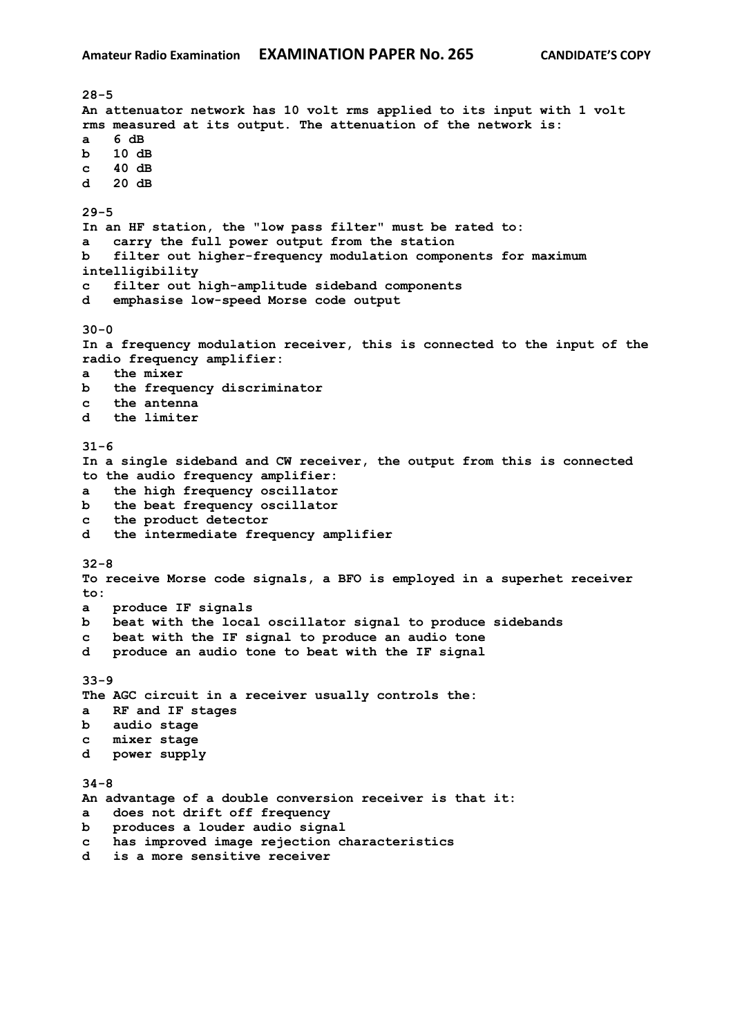28-5
An attenuator network has 10 volt rms applied to its input with 1 volt rms measured at its output. The attenuation of the network is:
a   6 dB
b   10 dB
c   40 dB
d   20 dB

29-5
In an HF station, the "low pass filter" must be rated to:
a   carry the full power output from the station
b   filter out higher-frequency modulation components for maximum intelligibility
c   filter out high-amplitude sideband components
d   emphasise low-speed Morse code output

30-0
In a frequency modulation receiver, this is connected to the input of the radio frequency amplifier:
a   the mixer
b   the frequency discriminator
c   the antenna
d   the limiter

31-6
In a single sideband and CW receiver, the output from this is connected to the audio frequency amplifier:
a   the high frequency oscillator
b   the beat frequency oscillator
c   the product detector
d   the intermediate frequency amplifier

32-8
To receive Morse code signals, a BFO is employed in a superhet receiver to:
a   produce IF signals
b   beat with the local oscillator signal to produce sidebands
c   beat with the IF signal to produce an audio tone
d   produce an audio tone to beat with the IF signal

33-9
The AGC circuit in a receiver usually controls the:
a   RF and IF stages
b   audio stage
c   mixer stage
d   power supply

34-8
An advantage of a double conversion receiver is that it:
a   does not drift off frequency
b   produces a louder audio signal
c   has improved image rejection characteristics
d   is a more sensitive receiver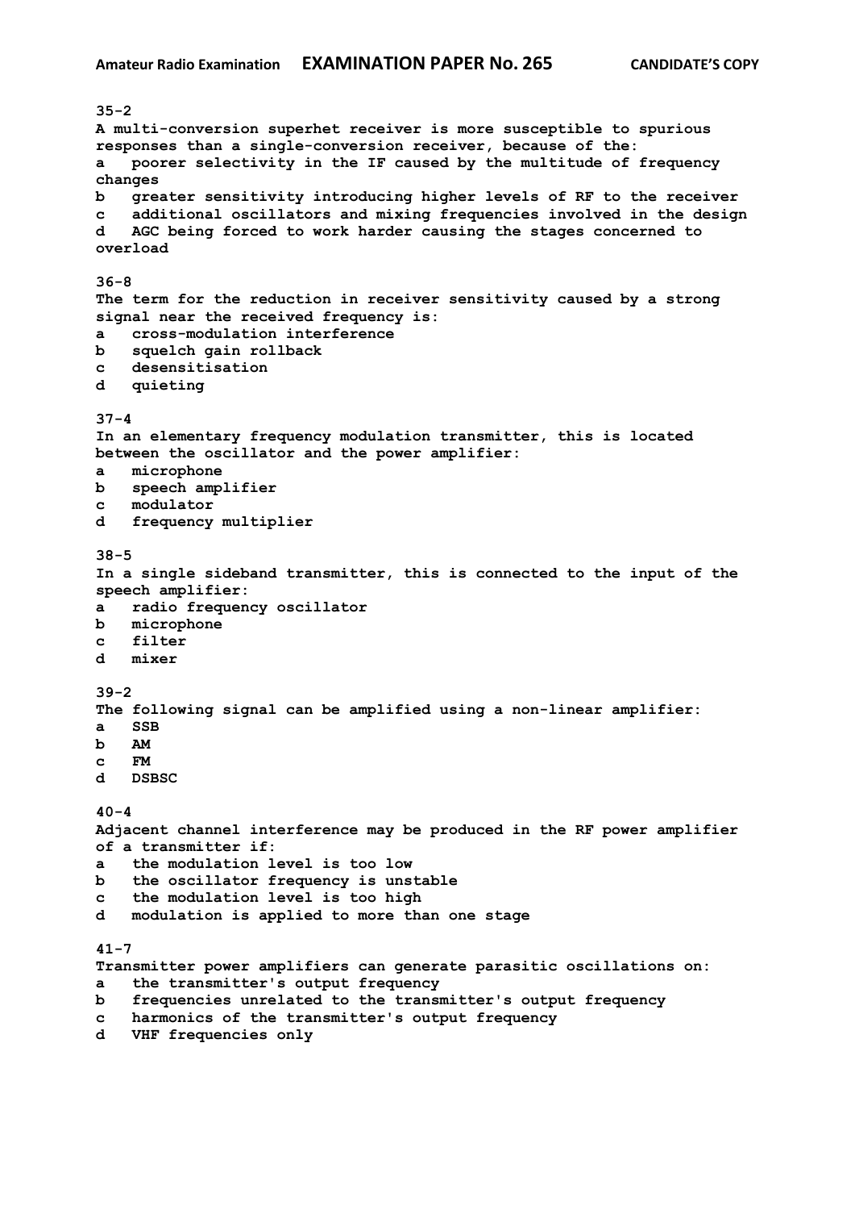**35-2**
**A multi-conversion superhet receiver is more susceptible to spurious responses than a single-conversion receiver, because of the:**
**a poorer selectivity in the IF caused by the multitude of frequency changes**
**b greater sensitivity introducing higher levels of RF to the receiver**
**c additional oscillators and mixing frequencies involved in the design**
**d AGC being forced to work harder causing the stages concerned to overload**

**36-8**
**The term for the reduction in receiver sensitivity caused by a strong signal near the received frequency is:**
**a cross-modulation interference**
**b squelch gain rollback**
**c desensitisation**
**d quieting**

**37-4**
**In an elementary frequency modulation transmitter, this is located between the oscillator and the power amplifier:**
**a microphone**
**b speech amplifier**
**c modulator**
**d frequency multiplier**

**38-5**
**In a single sideband transmitter, this is connected to the input of the speech amplifier:**
**a radio frequency oscillator**
**b microphone**
**c filter**
**d mixer**

**39-2**
**The following signal can be amplified using a non-linear amplifier:**
**a SSB**
**b AM**
**c FM**
**d DSBSC**

**40-4**
**Adjacent channel interference may be produced in the RF power amplifier of a transmitter if:**
**a the modulation level is too low**
**b the oscillator frequency is unstable**
**c the modulation level is too high**
**d modulation is applied to more than one stage**

**41-7**
**Transmitter power amplifiers can generate parasitic oscillations on:**
**a the transmitter's output frequency**
**b frequencies unrelated to the transmitter's output frequency**
**c harmonics of the transmitter's output frequency**
**d VHF frequencies only**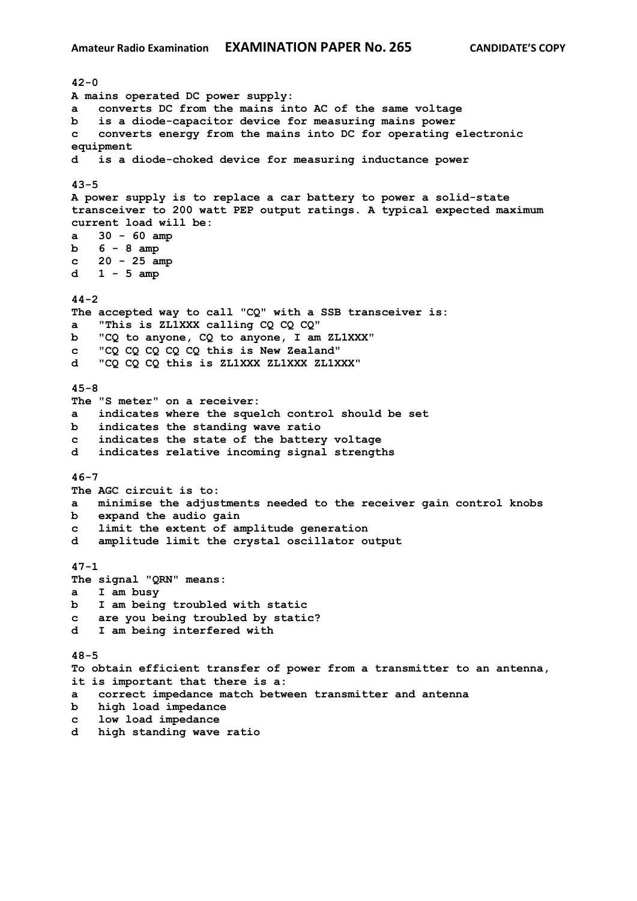**42-0**
**A mains operated DC power supply:**
**a** converts DC from the mains into AC of the same voltage
**b** is a diode-capacitor device for measuring mains power
**c** converts energy from the mains into DC for operating electronic equipment
**d** is a diode-choked device for measuring inductance power

**43-5**
**A power supply is to replace a car battery to power a solid-state transceiver to 200 watt PEP output ratings. A typical expected maximum current load will be:**
**a** 30 - 60 amp
**b** 6 - 8 amp
**c** 20 - 25 amp
**d** 1 - 5 amp

**44-2**
**The accepted way to call "CQ" with a SSB transceiver is:**
**a** "This is ZL1XXX calling CQ CQ CQ"
**b** "CQ to anyone, CQ to anyone, I am ZL1XXX"
**c** "CQ CQ CQ CQ CQ this is New Zealand"
**d** "CQ CQ CQ this is ZL1XXX ZL1XXX ZL1XXX"

**45-8**
**The "S meter" on a receiver:**
**a** indicates where the squelch control should be set
**b** indicates the standing wave ratio
**c** indicates the state of the battery voltage
**d** indicates relative incoming signal strengths

**46-7**
**The AGC circuit is to:**
**a** minimise the adjustments needed to the receiver gain control knobs
**b** expand the audio gain
**c** limit the extent of amplitude generation
**d** amplitude limit the crystal oscillator output

**47-1**
**The signal "QRN" means:**
**a** I am busy
**b** I am being troubled with static
**c** are you being troubled by static?
**d** I am being interfered with

**48-5**
**To obtain efficient transfer of power from a transmitter to an antenna, it is important that there is a:**
**a** correct impedance match between transmitter and antenna
**b** high load impedance
**c** low load impedance
**d** high standing wave ratio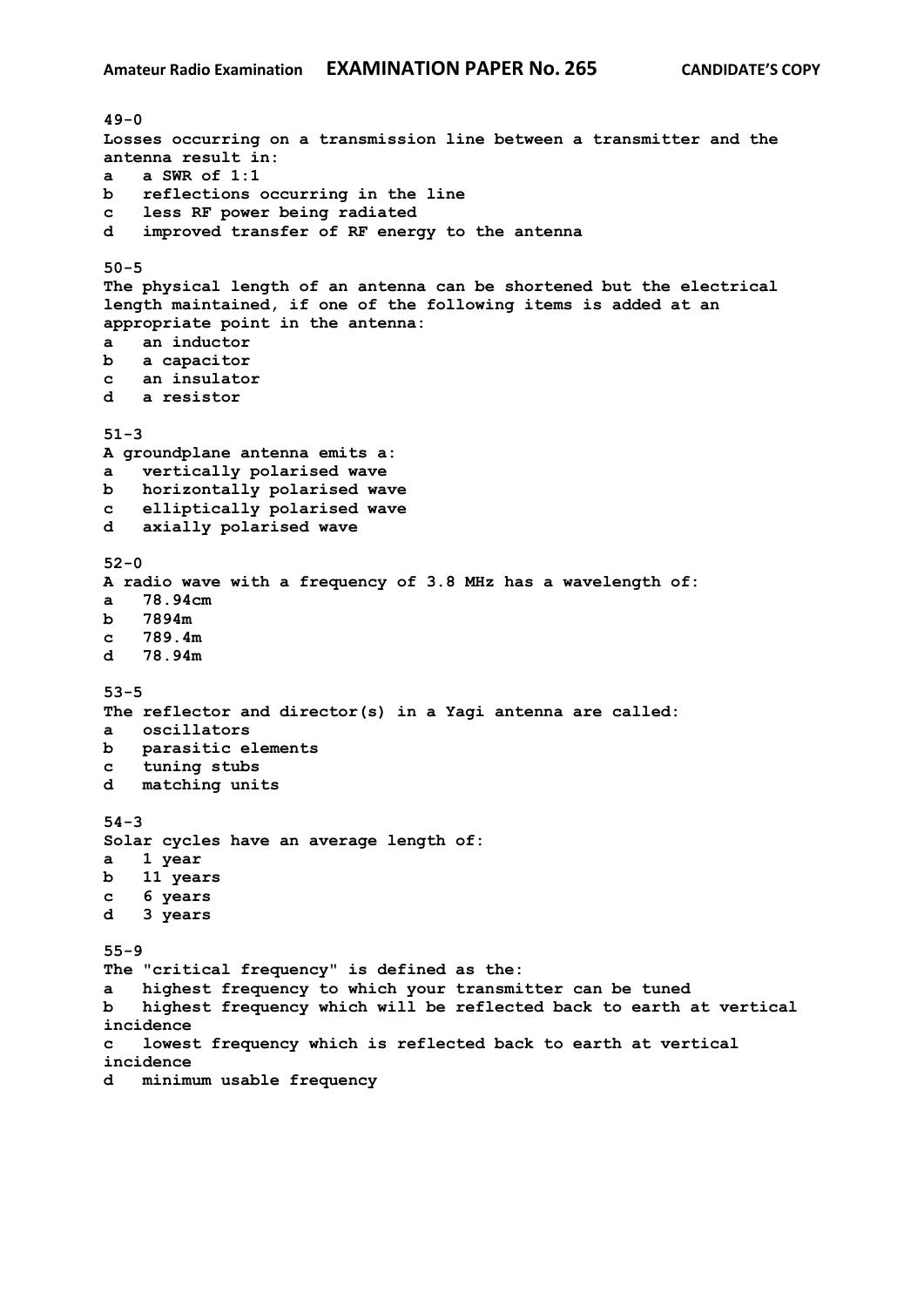**49-0**
**Losses occurring on a transmission line between a transmitter and the antenna result in:**
**a   a SWR of 1:1**
**b   reflections occurring in the line**
**c   less RF power being radiated**
**d   improved transfer of RF energy to the antenna**

**50-5**
**The physical length of an antenna can be shortened but the electrical length maintained, if one of the following items is added at an appropriate point in the antenna:**
**a   an inductor**
**b   a capacitor**
**c   an insulator**
**d   a resistor**

**51-3**
**A groundplane antenna emits a:**
**a   vertically polarised wave**
**b   horizontally polarised wave**
**c   elliptically polarised wave**
**d   axially polarised wave**

**52-0**
**A radio wave with a frequency of 3.8 MHz has a wavelength of:**
**a   78.94cm**
**b   7894m**
**c   789.4m**
**d   78.94m**

**53-5**
**The reflector and director(s) in a Yagi antenna are called:**
**a   oscillators**
**b   parasitic elements**
**c   tuning stubs**
**d   matching units**

**54-3**
**Solar cycles have an average length of:**
**a   1 year**
**b   11 years**
**c   6 years**
**d   3 years**

**55-9**
**The "critical frequency" is defined as the:**
**a   highest frequency to which your transmitter can be tuned**
**b   highest frequency which will be reflected back to earth at vertical incidence**
**c   lowest frequency which is reflected back to earth at vertical incidence**
**d   minimum usable frequency**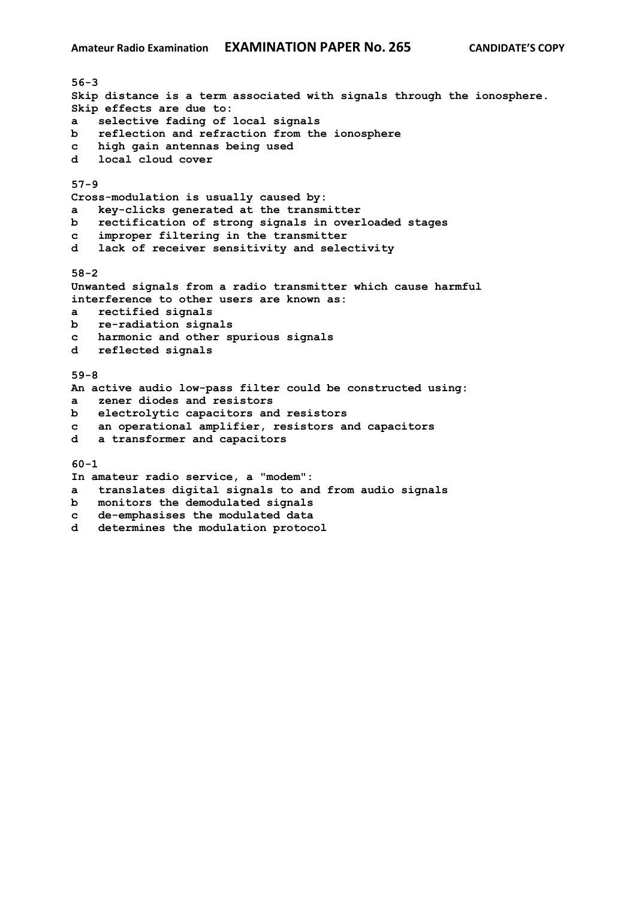**56-3**
**Skip distance is a term associated with signals through the ionosphere. Skip effects are due to:**
**a selective fading of local signals**
**b reflection and refraction from the ionosphere**
**c high gain antennas being used**
**d local cloud cover**

**57-9**
**Cross-modulation is usually caused by:**
**a key-clicks generated at the transmitter**
**b rectification of strong signals in overloaded stages**
**c improper filtering in the transmitter**
**d lack of receiver sensitivity and selectivity**

**58-2**
**Unwanted signals from a radio transmitter which cause harmful interference to other users are known as:**
**a rectified signals**
**b re-radiation signals**
**c harmonic and other spurious signals**
**d reflected signals**

**59-8**
**An active audio low-pass filter could be constructed using:**
**a zener diodes and resistors**
**b electrolytic capacitors and resistors**
**c an operational amplifier, resistors and capacitors**
**d a transformer and capacitors**

**60-1**
**In amateur radio service, a "modem":**
**a translates digital signals to and from audio signals**
**b monitors the demodulated signals**
**c de-emphasises the modulated data**
**d determines the modulation protocol**